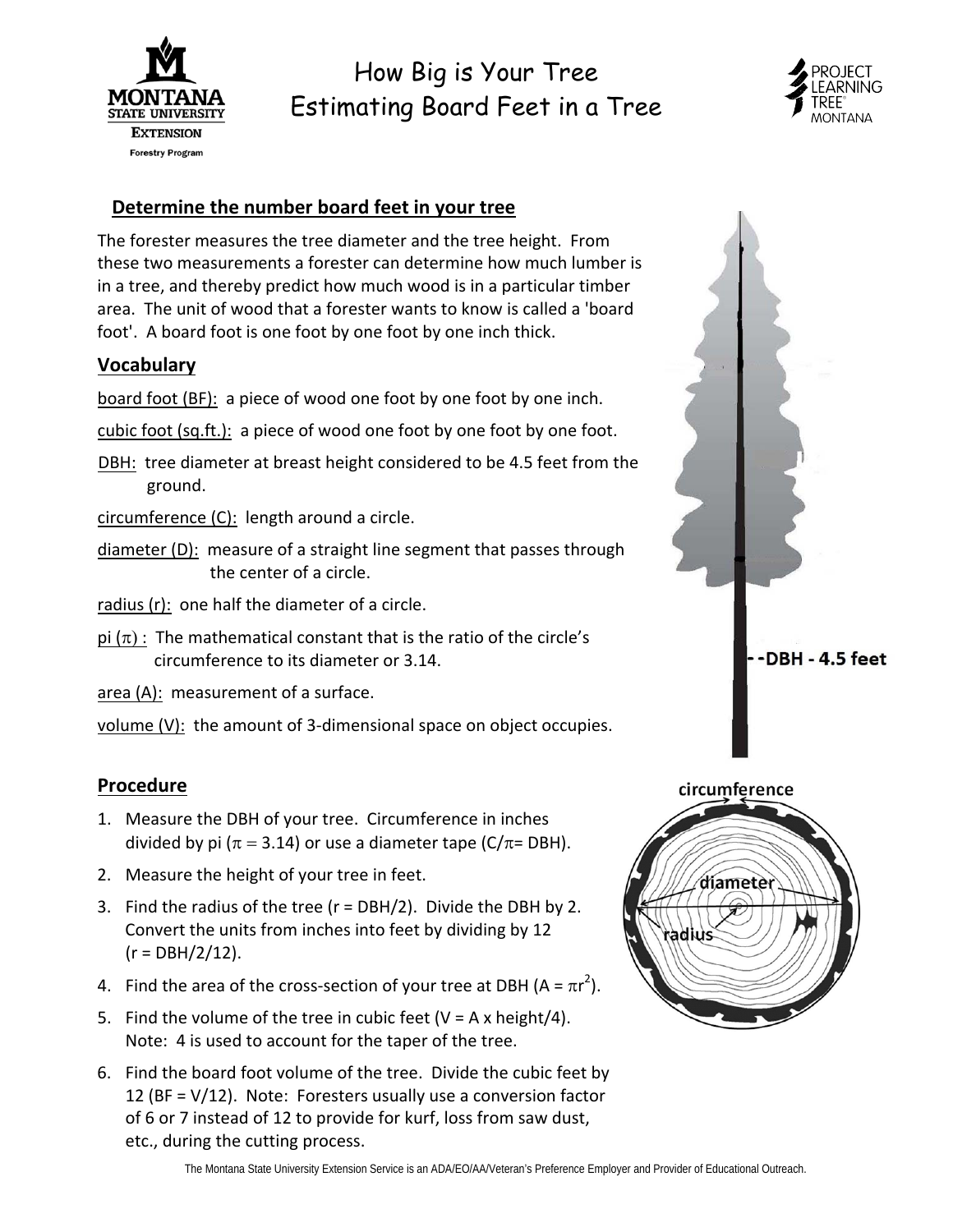# How Big is Your Tree
## Estimating Board Feet in a Tree

MONTANA STATE UNIVERSITY EXTENSION Forestry Program

PROJECT LEARNING TREE MONTANA

### Determine the number board feet in your tree

The forester measures the tree diameter and the tree height. From these two measurements a forester can determine how much lumber is in a tree, and thereby predict how much wood is in a particular timber area. The unit of wood that a forester wants to know is called a 'board foot'. A board foot is one foot by one foot by one inch thick.

### Vocabulary

board foot (BF): a piece of wood one foot by one foot by one inch.

cubic foot (sq.ft.): a piece of wood one foot by one foot by one foot.

DBH: tree diameter at breast height considered to be 4.5 feet from the ground.

circumference (C): length around a circle.

diameter (D): measure of a straight line segment that passes through the center of a circle.

radius (r): one half the diameter of a circle.

pi ($\pi$) : The mathematical constant that is the ratio of the circle's circumference to its diameter or 3.14.

area (A): measurement of a surface.

volume (V): the amount of 3-dimensional space on object occupies.

--DBH - 4.5 feet

circumference

diameter

radius

### Procedure

1. Measure the DBH of your tree. Circumference in inches divided by pi ($\pi = 3.14$) or use a diameter tape ($C/\pi$= DBH).
2. Measure the height of your tree in feet.
3. Find the radius of the tree (r = DBH/2). Divide the DBH by 2. Convert the units from inches into feet by dividing by 12 (r = DBH/2/12).
4. Find the area of the cross-section of your tree at DBH ($A = \pi r^2$).
5. Find the volume of the tree in cubic feet (V = A x height/4). Note: 4 is used to account for the taper of the tree.
6. Find the board foot volume of the tree. Divide the cubic feet by 12 (BF = V/12). Note: Foresters usually use a conversion factor of 6 or 7 instead of 12 to provide for kurf, loss from saw dust, etc., during the cutting process.

The Montana State University Extension Service is an ADA/EO/AA/Veteran's Preference Employer and Provider of Educational Outreach.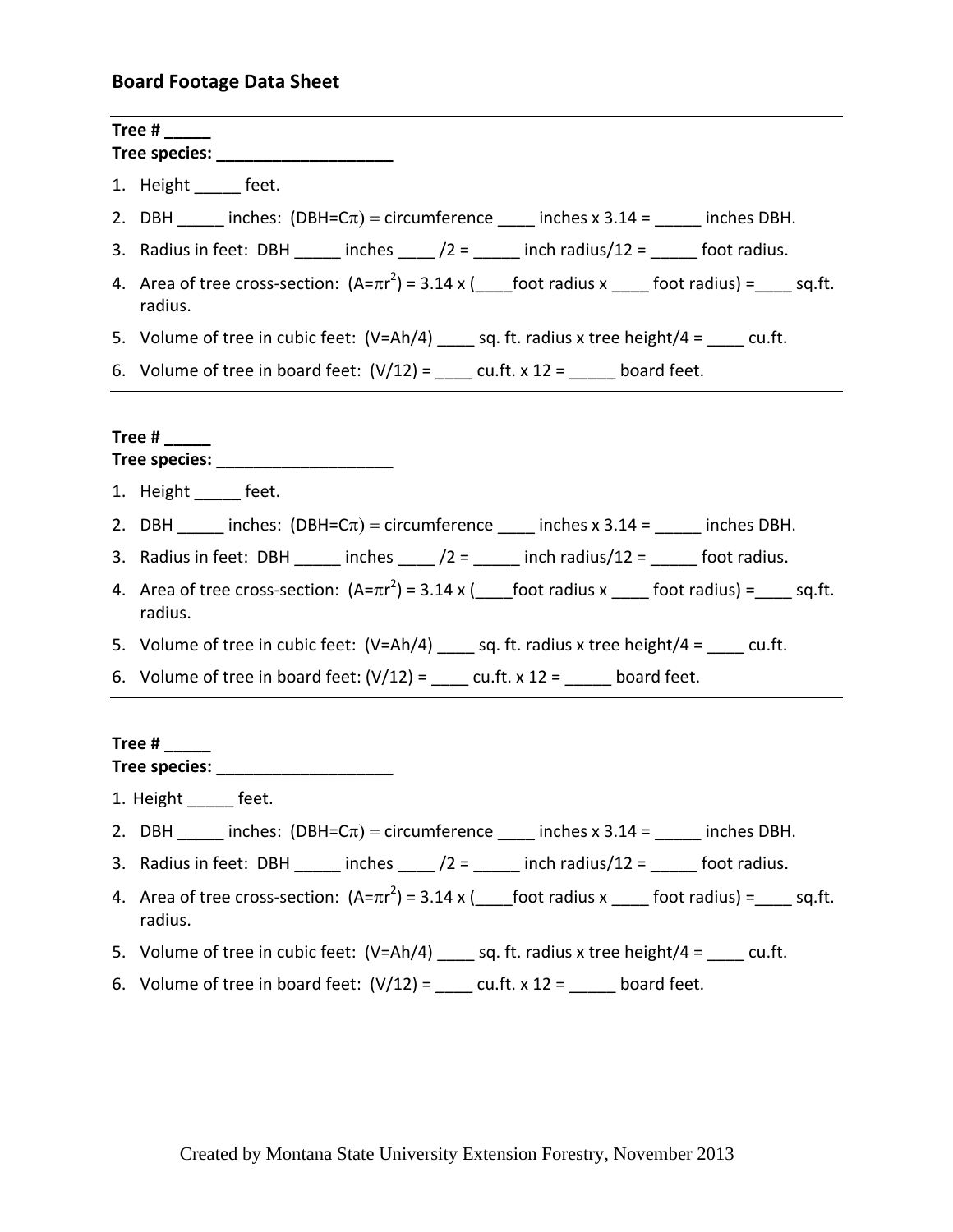## Board Footage Data Sheet

---

**Tree # _____**
**Tree species: ____________________**

1. Height _____ feet.
2. DBH _____ inches: ($DBH=C\pi$) = circumference ____ inches x 3.14 = _____ inches DBH.
3. Radius in feet: DBH _____ inches ____ /2 = _____ inch radius/12 = _____ foot radius.
4. Area of tree cross-section: ($A=\pi r^2$) = 3.14 x (____foot radius x ____ foot radius) =____ sq.ft. radius.
5. Volume of tree in cubic feet: ($V=Ah/4$) ____ sq. ft. radius x tree height/4 = ____ cu.ft.
6. Volume of tree in board feet: ($V/12$) = ____ cu.ft. x 12 = _____ board feet.

---

**Tree # _____**
**Tree species: ____________________**

1. Height _____ feet.
2. DBH _____ inches: ($DBH=C\pi$) = circumference ____ inches x 3.14 = _____ inches DBH.
3. Radius in feet: DBH _____ inches ____ /2 = _____ inch radius/12 = _____ foot radius.
4. Area of tree cross-section: ($A=\pi r^2$) = 3.14 x (____foot radius x ____ foot radius) =____ sq.ft. radius.
5. Volume of tree in cubic feet: ($V=Ah/4$) ____ sq. ft. radius x tree height/4 = ____ cu.ft.
6. Volume of tree in board feet: ($V/12$) = ____ cu.ft. x 12 = _____ board feet.

---

**Tree # _____**
**Tree species: ____________________**

1. Height _____ feet.
2. DBH _____ inches: ($DBH=C\pi$) = circumference ____ inches x 3.14 = _____ inches DBH.
3. Radius in feet: DBH _____ inches ____ /2 = _____ inch radius/12 = _____ foot radius.
4. Area of tree cross-section: ($A=\pi r^2$) = 3.14 x (____foot radius x ____ foot radius) =____ sq.ft. radius.
5. Volume of tree in cubic feet: ($V=Ah/4$) ____ sq. ft. radius x tree height/4 = ____ cu.ft.
6. Volume of tree in board feet: ($V/12$) = ____ cu.ft. x 12 = _____ board feet.

Created by Montana State University Extension Forestry, November 2013